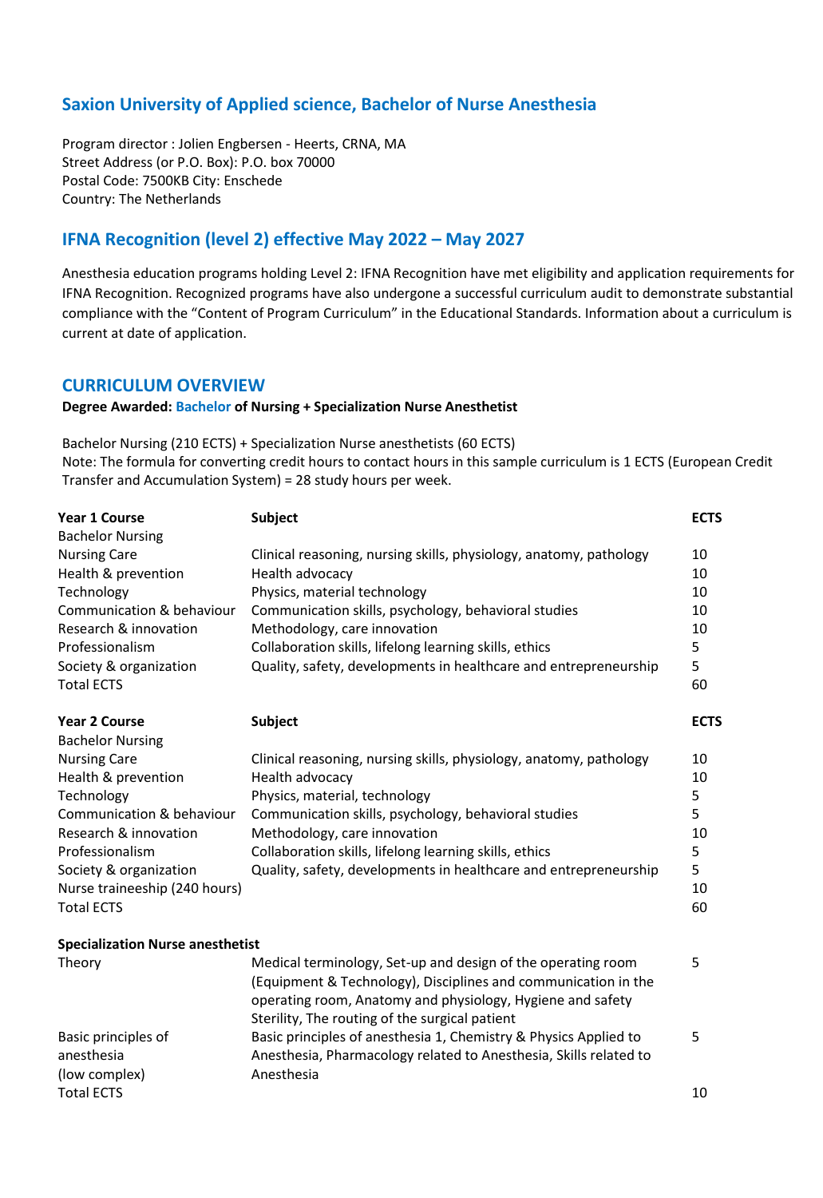## Saxion University of Applied science, Bachelor of Nurse Anesthesia

Program director : Jolien Engbersen - Heerts, CRNA, MA
Street Address (or P.O. Box): P.O. box 70000
Postal Code: 7500KB City: Enschede
Country: The Netherlands

## IFNA Recognition (level 2) effective May 2022 – May 2027

Anesthesia education programs holding Level 2: IFNA Recognition have met eligibility and application requirements for IFNA Recognition. Recognized programs have also undergone a successful curriculum audit to demonstrate substantial compliance with the "Content of Program Curriculum" in the Educational Standards. Information about a curriculum is current at date of application.

## CURRICULUM OVERVIEW

**Degree Awarded: Bachelor of Nursing + Specialization Nurse Anesthetist**

Bachelor Nursing (210 ECTS) + Specialization Nurse anesthetists (60 ECTS)
Note: The formula for converting credit hours to contact hours in this sample curriculum is 1 ECTS (European Credit Transfer and Accumulation System) = 28 study hours per week.

| **Year 1 Course** | **Subject** | **ECTS** |
|---|---|---|
| Bachelor Nursing | | |
| Nursing Care | Clinical reasoning, nursing skills, physiology, anatomy, pathology | 10 |
| Health & prevention | Health advocacy | 10 |
| Technology | Physics, material technology | 10 |
| Communication & behaviour | Communication skills, psychology, behavioral studies | 10 |
| Research & innovation | Methodology, care innovation | 10 |
| Professionalism | Collaboration skills, lifelong learning skills, ethics | 5 |
| Society & organization | Quality, safety, developments in healthcare and entrepreneurship | 5 |
| Total ECTS | | 60 |

| **Year 2 Course** | **Subject** | **ECTS** |
|---|---|---|
| Bachelor Nursing | | |
| Nursing Care | Clinical reasoning, nursing skills, physiology, anatomy, pathology | 10 |
| Health & prevention | Health advocacy | 10 |
| Technology | Physics, material, technology | 5 |
| Communication & behaviour | Communication skills, psychology, behavioral studies | 5 |
| Research & innovation | Methodology, care innovation | 10 |
| Professionalism | Collaboration skills, lifelong learning skills, ethics | 5 |
| Society & organization | Quality, safety, developments in healthcare and entrepreneurship | 5 |
| Nurse traineeship (240 hours) | | 10 |
| Total ECTS | | 60 |

| **Specialization Nurse anesthetist** | | |
|---|---|---|
| Theory | Medical terminology, Set-up and design of the operating room (Equipment & Technology), Disciplines and communication in the operating room, Anatomy and physiology, Hygiene and safety Sterility, The routing of the surgical patient | 5 |
| Basic principles of anesthesia (low complex) | Basic principles of anesthesia 1, Chemistry & Physics Applied to Anesthesia, Pharmacology related to Anesthesia, Skills related to Anesthesia | 5 |
| Total ECTS | | 10 |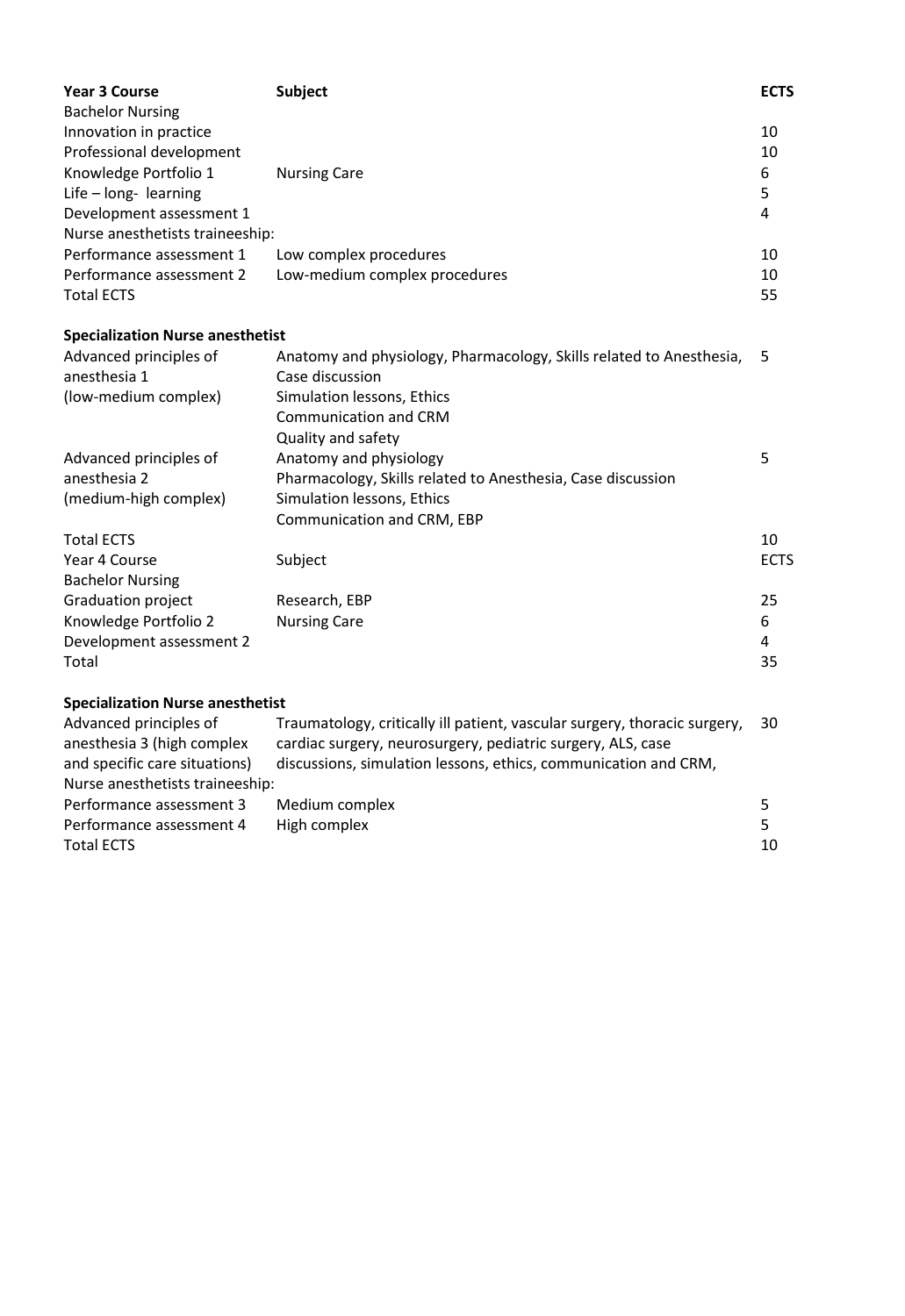| **Year 3 Course** | **Subject** | **ECTS** |
| --- | --- | --- |
| Bachelor Nursing | | |
| Innovation in practice | | 10 |
| Professional development | | 10 |
| Knowledge Portfolio 1 | Nursing Care | 6 |
| Life – long- learning | | 5 |
| Development assessment 1 | | 4 |
| Nurse anesthetists traineeship: | | |
| Performance assessment 1 | Low complex procedures | 10 |
| Performance assessment 2 | Low-medium complex procedures | 10 |
| Total ECTS | | 55 |
| | | |
| **Specialization Nurse anesthetist** | | |
| Advanced principles of anesthesia 1 (low-medium complex) | Anatomy and physiology, Pharmacology, Skills related to Anesthesia, Case discussion Simulation lessons, Ethics Communication and CRM Quality and safety | 5 |
| Advanced principles of anesthesia 2 (medium-high complex) | Anatomy and physiology Pharmacology, Skills related to Anesthesia, Case discussion Simulation lessons, Ethics Communication and CRM, EBP | 5 |
| Total ECTS | | 10 |
| Year 4 Course | Subject | ECTS |
| Bachelor Nursing | | |
| Graduation project | Research, EBP | 25 |
| Knowledge Portfolio 2 | Nursing Care | 6 |
| Development assessment 2 | | 4 |
| Total | | 35 |
| | | |
| **Specialization Nurse anesthetist** | | |
| Advanced principles of anesthesia 3 (high complex and specific care situations) | Traumatology, critically ill patient, vascular surgery, thoracic surgery, cardiac surgery, neurosurgery, pediatric surgery, ALS, case discussions, simulation lessons, ethics, communication and CRM, | 30 |
| Nurse anesthetists traineeship: | | |
| Performance assessment 3 | Medium complex | 5 |
| Performance assessment 4 | High complex | 5 |
| Total ECTS | | 10 |